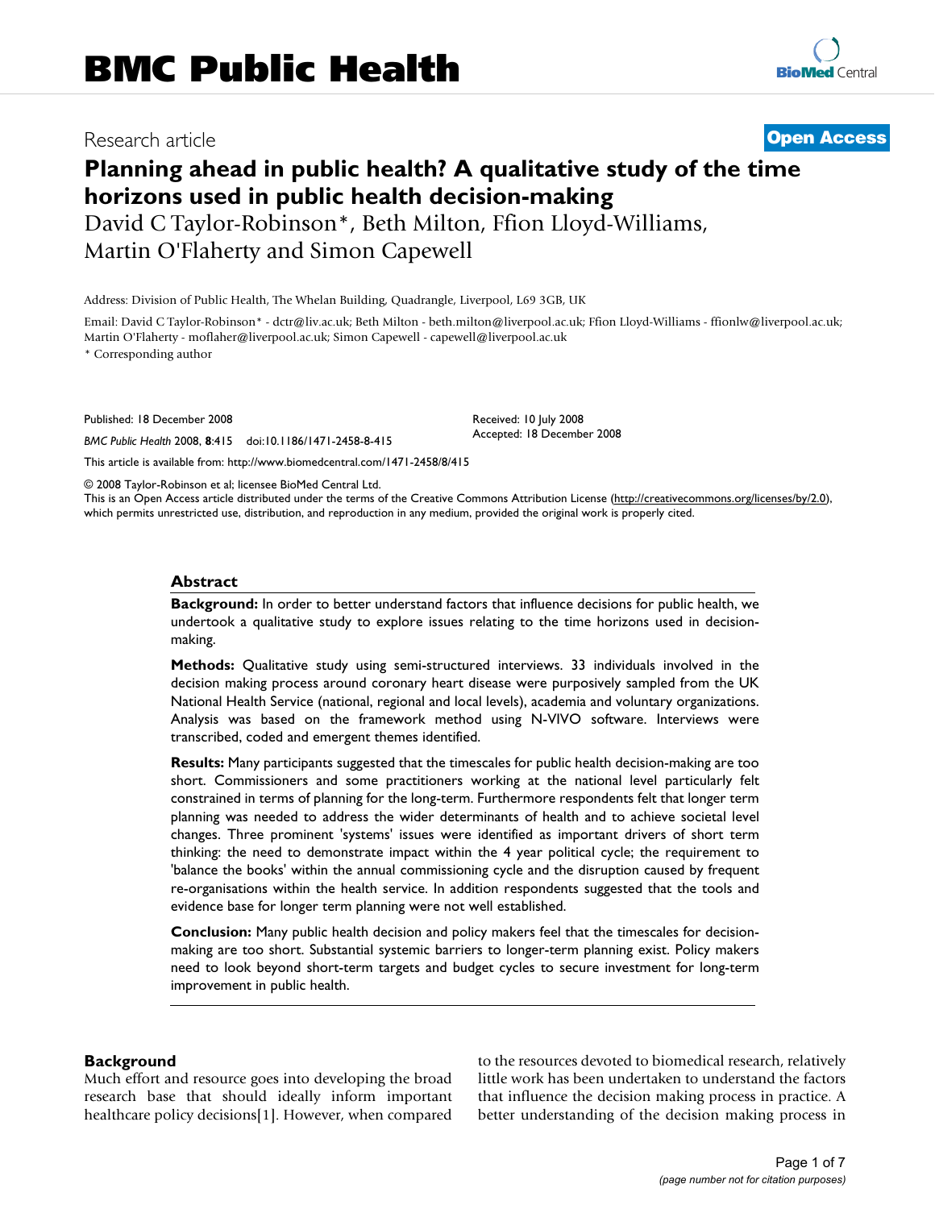# BMC Public Health

Research article

**Open Access**

# Planning ahead in public health? A qualitative study of the time horizons used in public health decision-making

David C Taylor-Robinson*, Beth Milton, Ffion Lloyd-Williams, Martin O'Flaherty and Simon Capewell

Address: Division of Public Health, The Whelan Building, Quadrangle, Liverpool, L69 3GB, UK

Email: David C Taylor-Robinson* - dctr@liv.ac.uk; Beth Milton - beth.milton@liverpool.ac.uk; Ffion Lloyd-Williams - ffionlw@liverpool.ac.uk; Martin O'Flaherty - moflaher@liverpool.ac.uk; Simon Capewell - capewell@liverpool.ac.uk

* Corresponding author

Published: 18 December 2008

*BMC Public Health* 2008, **8**:415 doi:10.1186/1471-2458-8-415

Received: 10 July 2008
Accepted: 18 December 2008

This article is available from: http://www.biomedcentral.com/1471-2458/8/415

© 2008 Taylor-Robinson et al; licensee BioMed Central Ltd.
This is an Open Access article distributed under the terms of the Creative Commons Attribution License (http://creativecommons.org/licenses/by/2.0), which permits unrestricted use, distribution, and reproduction in any medium, provided the original work is properly cited.

## Abstract

**Background:** In order to better understand factors that influence decisions for public health, we undertook a qualitative study to explore issues relating to the time horizons used in decision-making.

**Methods:** Qualitative study using semi-structured interviews. 33 individuals involved in the decision making process around coronary heart disease were purposively sampled from the UK National Health Service (national, regional and local levels), academia and voluntary organizations. Analysis was based on the framework method using N-VIVO software. Interviews were transcribed, coded and emergent themes identified.

**Results:** Many participants suggested that the timescales for public health decision-making are too short. Commissioners and some practitioners working at the national level particularly felt constrained in terms of planning for the long-term. Furthermore respondents felt that longer term planning was needed to address the wider determinants of health and to achieve societal level changes. Three prominent 'systems' issues were identified as important drivers of short term thinking: the need to demonstrate impact within the 4 year political cycle; the requirement to 'balance the books' within the annual commissioning cycle and the disruption caused by frequent re-organisations within the health service. In addition respondents suggested that the tools and evidence base for longer term planning were not well established.

**Conclusion:** Many public health decision and policy makers feel that the timescales for decision-making are too short. Substantial systemic barriers to longer-term planning exist. Policy makers need to look beyond short-term targets and budget cycles to secure investment for long-term improvement in public health.

## Background

Much effort and resource goes into developing the broad research base that should ideally inform important healthcare policy decisions[1]. However, when compared to the resources devoted to biomedical research, relatively little work has been undertaken to understand the factors that influence the decision making process in practice. A better understanding of the decision making process in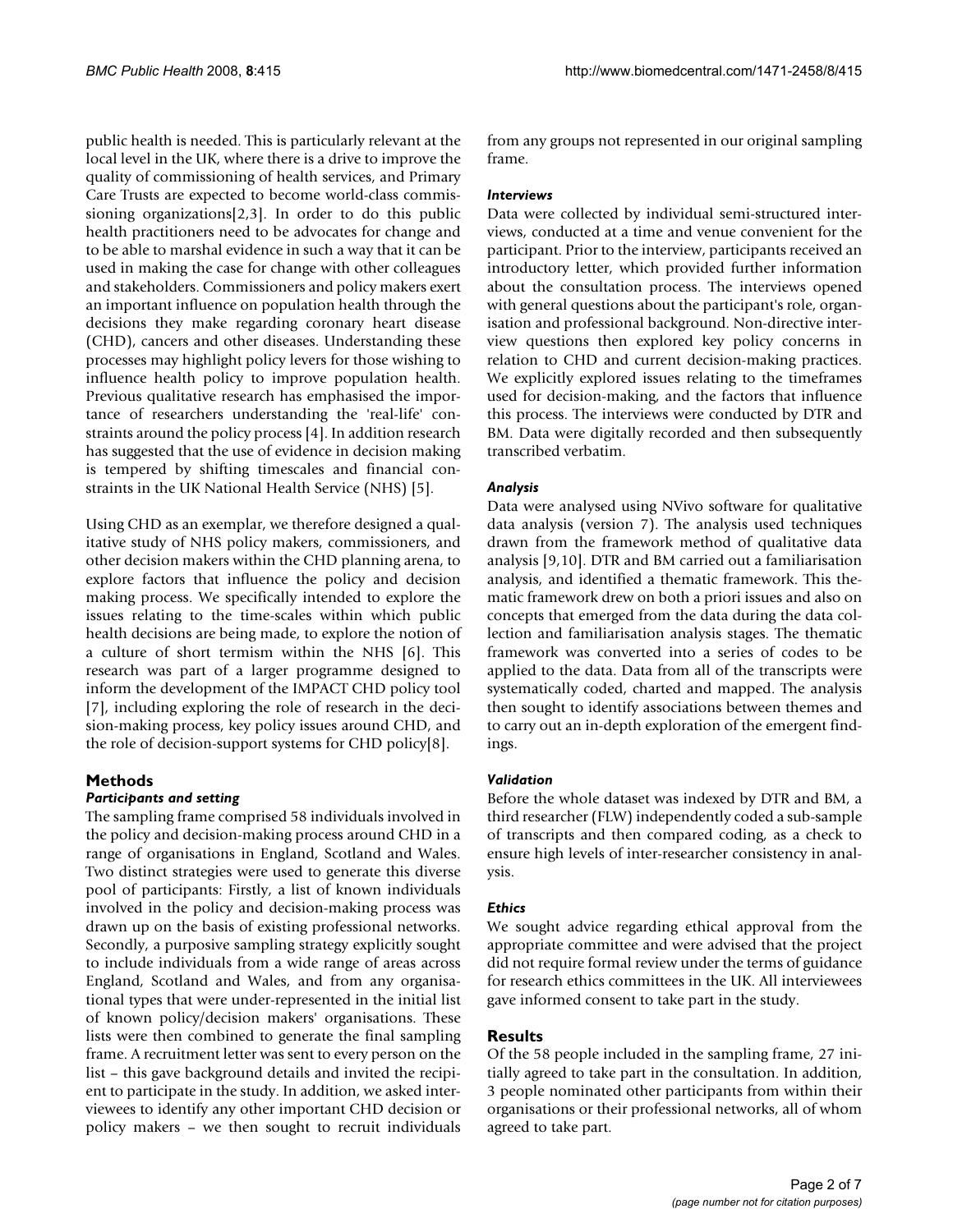public health is needed. This is particularly relevant at the local level in the UK, where there is a drive to improve the quality of commissioning of health services, and Primary Care Trusts are expected to become world-class commissioning organizations[2,3]. In order to do this public health practitioners need to be advocates for change and to be able to marshal evidence in such a way that it can be used in making the case for change with other colleagues and stakeholders. Commissioners and policy makers exert an important influence on population health through the decisions they make regarding coronary heart disease (CHD), cancers and other diseases. Understanding these processes may highlight policy levers for those wishing to influence health policy to improve population health. Previous qualitative research has emphasised the importance of researchers understanding the 'real-life' constraints around the policy process [4]. In addition research has suggested that the use of evidence in decision making is tempered by shifting timescales and financial constraints in the UK National Health Service (NHS) [5].

Using CHD as an exemplar, we therefore designed a qualitative study of NHS policy makers, commissioners, and other decision makers within the CHD planning arena, to explore factors that influence the policy and decision making process. We specifically intended to explore the issues relating to the time-scales within which public health decisions are being made, to explore the notion of a culture of short termism within the NHS [6]. This research was part of a larger programme designed to inform the development of the IMPACT CHD policy tool [7], including exploring the role of research in the decision-making process, key policy issues around CHD, and the role of decision-support systems for CHD policy[8].

## Methods

### *Participants and setting*

The sampling frame comprised 58 individuals involved in the policy and decision-making process around CHD in a range of organisations in England, Scotland and Wales. Two distinct strategies were used to generate this diverse pool of participants: Firstly, a list of known individuals involved in the policy and decision-making process was drawn up on the basis of existing professional networks. Secondly, a purposive sampling strategy explicitly sought to include individuals from a wide range of areas across England, Scotland and Wales, and from any organisational types that were under-represented in the initial list of known policy/decision makers' organisations. These lists were then combined to generate the final sampling frame. A recruitment letter was sent to every person on the list – this gave background details and invited the recipient to participate in the study. In addition, we asked interviewees to identify any other important CHD decision or policy makers – we then sought to recruit individuals from any groups not represented in our original sampling frame.

### *Interviews*

Data were collected by individual semi-structured interviews, conducted at a time and venue convenient for the participant. Prior to the interview, participants received an introductory letter, which provided further information about the consultation process. The interviews opened with general questions about the participant's role, organisation and professional background. Non-directive interview questions then explored key policy concerns in relation to CHD and current decision-making practices. We explicitly explored issues relating to the timeframes used for decision-making, and the factors that influence this process. The interviews were conducted by DTR and BM. Data were digitally recorded and then subsequently transcribed verbatim.

### *Analysis*

Data were analysed using NVivo software for qualitative data analysis (version 7). The analysis used techniques drawn from the framework method of qualitative data analysis [9,10]. DTR and BM carried out a familiarisation analysis, and identified a thematic framework. This thematic framework drew on both a priori issues and also on concepts that emerged from the data during the data collection and familiarisation analysis stages. The thematic framework was converted into a series of codes to be applied to the data. Data from all of the transcripts were systematically coded, charted and mapped. The analysis then sought to identify associations between themes and to carry out an in-depth exploration of the emergent findings.

### *Validation*

Before the whole dataset was indexed by DTR and BM, a third researcher (FLW) independently coded a sub-sample of transcripts and then compared coding, as a check to ensure high levels of inter-researcher consistency in analysis.

### *Ethics*

We sought advice regarding ethical approval from the appropriate committee and were advised that the project did not require formal review under the terms of guidance for research ethics committees in the UK. All interviewees gave informed consent to take part in the study.

## Results

Of the 58 people included in the sampling frame, 27 initially agreed to take part in the consultation. In addition, 3 people nominated other participants from within their organisations or their professional networks, all of whom agreed to take part.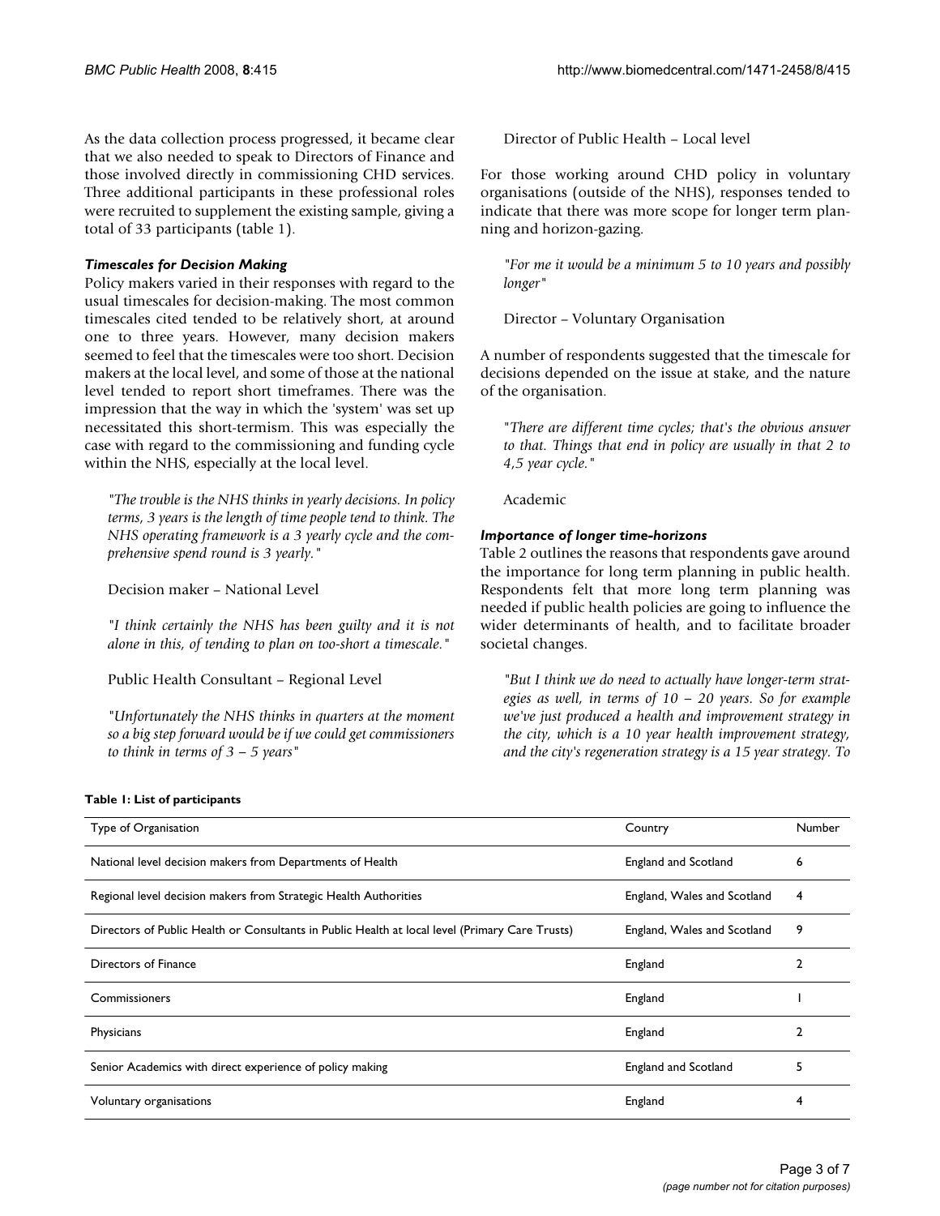As the data collection process progressed, it became clear that we also needed to speak to Directors of Finance and those involved directly in commissioning CHD services. Three additional participants in these professional roles were recruited to supplement the existing sample, giving a total of 33 participants (table 1).

### *Timescales for Decision Making*

Policy makers varied in their responses with regard to the usual timescales for decision-making. The most common timescales cited tended to be relatively short, at around one to three years. However, many decision makers seemed to feel that the timescales were too short. Decision makers at the local level, and some of those at the national level tended to report short timeframes. There was the impression that the way in which the 'system' was set up necessitated this short-termism. This was especially the case with regard to the commissioning and funding cycle within the NHS, especially at the local level.

> *"The trouble is the NHS thinks in yearly decisions. In policy terms, 3 years is the length of time people tend to think. The NHS operating framework is a 3 yearly cycle and the comprehensive spend round is 3 yearly."*
>
> Decision maker – National Level
>
> *"I think certainly the NHS has been guilty and it is not alone in this, of tending to plan on too-short a timescale."*
>
> Public Health Consultant – Regional Level
>
> *"Unfortunately the NHS thinks in quarters at the moment so a big step forward would be if we could get commissioners to think in terms of 3 – 5 years"*
>
> Director of Public Health – Local level

For those working around CHD policy in voluntary organisations (outside of the NHS), responses tended to indicate that there was more scope for longer term planning and horizon-gazing.

> *"For me it would be a minimum 5 to 10 years and possibly longer"*
>
> Director – Voluntary Organisation

A number of respondents suggested that the timescale for decisions depended on the issue at stake, and the nature of the organisation.

> *"There are different time cycles; that's the obvious answer to that. Things that end in policy are usually in that 2 to 4,5 year cycle."*
>
> Academic

### *Importance of longer time-horizons*

Table 2 outlines the reasons that respondents gave around the importance for long term planning in public health. Respondents felt that more long term planning was needed if public health policies are going to influence the wider determinants of health, and to facilitate broader societal changes.

> *"But I think we do need to actually have longer-term strategies as well, in terms of 10 – 20 years. So for example we've just produced a health and improvement strategy in the city, which is a 10 year health improvement strategy, and the city's regeneration strategy is a 15 year strategy. To*

**Table 1: List of participants**

| Type of Organisation | Country | Number |
| --- | --- | --- |
| National level decision makers from Departments of Health | England and Scotland | 6 |
| Regional level decision makers from Strategic Health Authorities | England, Wales and Scotland | 4 |
| Directors of Public Health or Consultants in Public Health at local level (Primary Care Trusts) | England, Wales and Scotland | 9 |
| Directors of Finance | England | 2 |
| Commissioners | England | 1 |
| Physicians | England | 2 |
| Senior Academics with direct experience of policy making | England and Scotland | 5 |
| Voluntary organisations | England | 4 |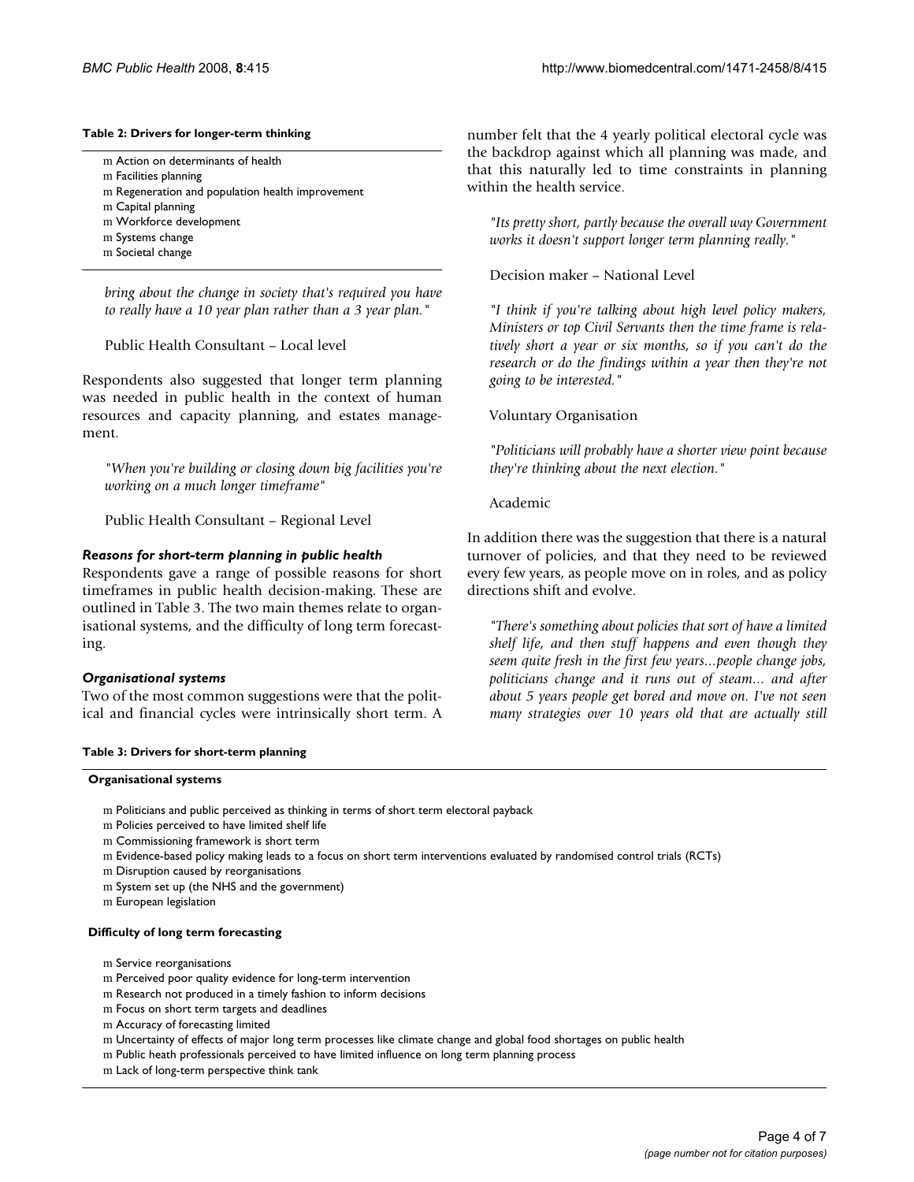**Table 2: Drivers for longer-term thinking**

- Action on determinants of health
- Facilities planning
- Regeneration and population health improvement
- Capital planning
- Workforce development
- Systems change
- Societal change

*bring about the change in society that's required you have to really have a 10 year plan rather than a 3 year plan."*

Public Health Consultant – Local level

Respondents also suggested that longer term planning was needed in public health in the context of human resources and capacity planning, and estates management.

*"When you're building or closing down big facilities you're working on a much longer timeframe"*

Public Health Consultant – Regional Level

### *Reasons for short-term planning in public health*

Respondents gave a range of possible reasons for short timeframes in public health decision-making. These are outlined in Table 3. The two main themes relate to organisational systems, and the difficulty of long term forecasting.

### *Organisational systems*

Two of the most common suggestions were that the political and financial cycles were intrinsically short term. A number felt that the 4 yearly political electoral cycle was the backdrop against which all planning was made, and that this naturally led to time constraints in planning within the health service.

*"Its pretty short, partly because the overall way Government works it doesn't support longer term planning really."*

Decision maker – National Level

*"I think if you're talking about high level policy makers, Ministers or top Civil Servants then the time frame is relatively short a year or six months, so if you can't do the research or do the findings within a year then they're not going to be interested."*

Voluntary Organisation

*"Politicians will probably have a shorter view point because they're thinking about the next election."*

Academic

In addition there was the suggestion that there is a natural turnover of policies, and that they need to be reviewed every few years, as people move on in roles, and as policy directions shift and evolve.

*"There's something about policies that sort of have a limited shelf life, and then stuff happens and even though they seem quite fresh in the first few years...people change jobs, politicians change and it runs out of steam... and after about 5 years people get bored and move on. I've not seen many strategies over 10 years old that are actually still*

**Table 3: Drivers for short-term planning**

**Organisational systems**

- Politicians and public perceived as thinking in terms of short term electoral payback
- Policies perceived to have limited shelf life
- Commissioning framework is short term
- Evidence-based policy making leads to a focus on short term interventions evaluated by randomised control trials (RCTs)
- Disruption caused by reorganisations
- System set up (the NHS and the government)
- European legislation

**Difficulty of long term forecasting**

- Service reorganisations
- Perceived poor quality evidence for long-term intervention
- Research not produced in a timely fashion to inform decisions
- Focus on short term targets and deadlines
- Accuracy of forecasting limited
- Uncertainty of effects of major long term processes like climate change and global food shortages on public health
- Public heath professionals perceived to have limited influence on long term planning process
- Lack of long-term perspective think tank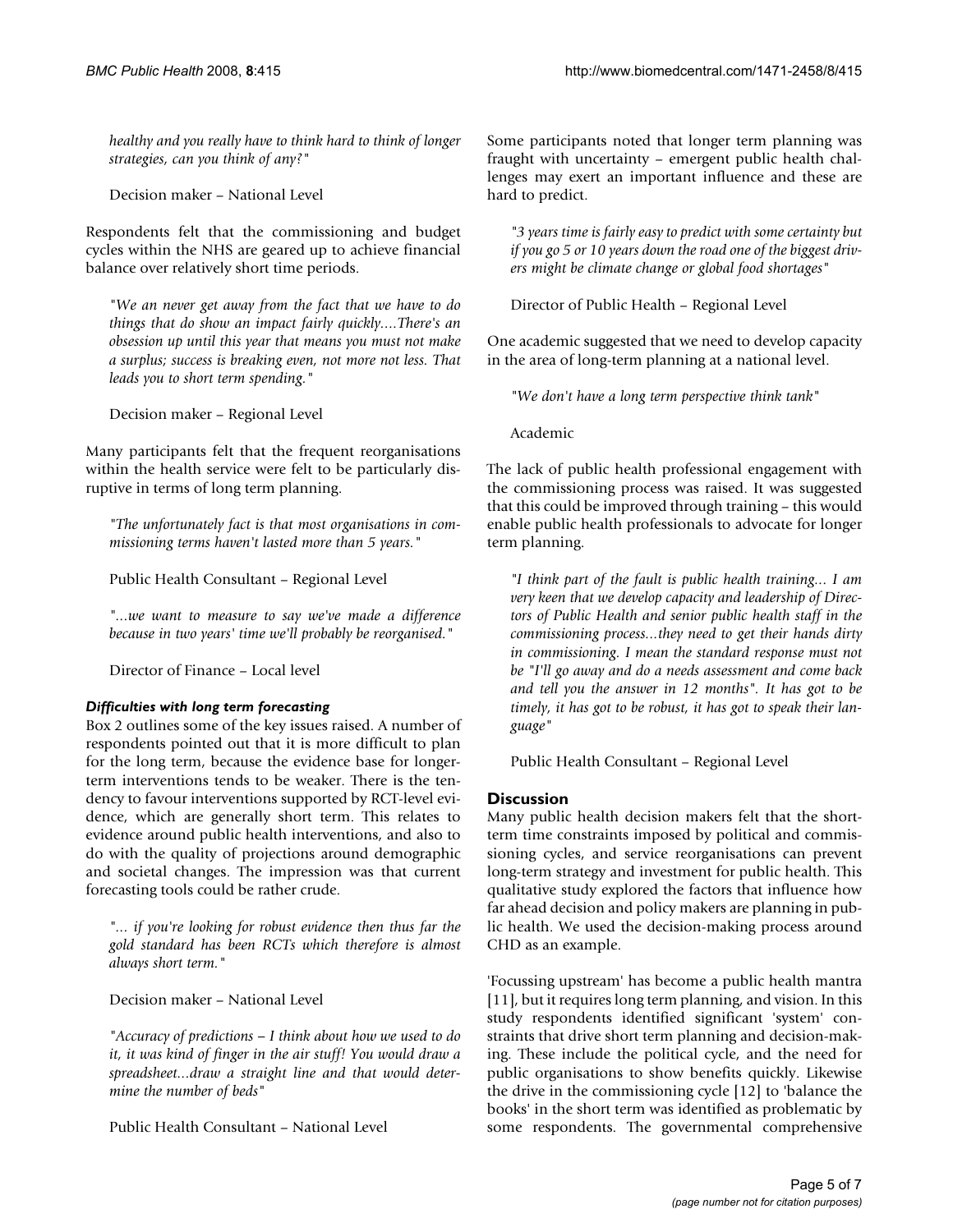*healthy and you really have to think hard to think of longer strategies, can you think of any?"*

Decision maker – National Level

Respondents felt that the commissioning and budget cycles within the NHS are geared up to achieve financial balance over relatively short time periods.

*"We an never get away from the fact that we have to do things that do show an impact fairly quickly....There's an obsession up until this year that means you must not make a surplus; success is breaking even, not more not less. That leads you to short term spending."*

Decision maker – Regional Level

Many participants felt that the frequent reorganisations within the health service were felt to be particularly disruptive in terms of long term planning.

*"The unfortunately fact is that most organisations in commissioning terms haven't lasted more than 5 years."*

Public Health Consultant – Regional Level

*"...we want to measure to say we've made a difference because in two years' time we'll probably be reorganised."*

Director of Finance – Local level

#### *Difficulties with long term forecasting*

Box 2 outlines some of the key issues raised. A number of respondents pointed out that it is more difficult to plan for the long term, because the evidence base for longer-term interventions tends to be weaker. There is the tendency to favour interventions supported by RCT-level evidence, which are generally short term. This relates to evidence around public health interventions, and also to do with the quality of projections around demographic and societal changes. The impression was that current forecasting tools could be rather crude.

*"... if you're looking for robust evidence then thus far the gold standard has been RCTs which therefore is almost always short term."*

Decision maker – National Level

*"Accuracy of predictions – I think about how we used to do it, it was kind of finger in the air stuff! You would draw a spreadsheet...draw a straight line and that would determine the number of beds"*

Public Health Consultant – National Level

Some participants noted that longer term planning was fraught with uncertainty – emergent public health challenges may exert an important influence and these are hard to predict.

*"3 years time is fairly easy to predict with some certainty but if you go 5 or 10 years down the road one of the biggest drivers might be climate change or global food shortages"*

Director of Public Health – Regional Level

One academic suggested that we need to develop capacity in the area of long-term planning at a national level.

*"We don't have a long term perspective think tank"*

Academic

The lack of public health professional engagement with the commissioning process was raised. It was suggested that this could be improved through training – this would enable public health professionals to advocate for longer term planning.

*"I think part of the fault is public health training... I am very keen that we develop capacity and leadership of Directors of Public Health and senior public health staff in the commissioning process...they need to get their hands dirty in commissioning. I mean the standard response must not be "I'll go away and do a needs assessment and come back and tell you the answer in 12 months". It has got to be timely, it has got to be robust, it has got to speak their language"*

Public Health Consultant – Regional Level

## Discussion

Many public health decision makers felt that the short-term time constraints imposed by political and commissioning cycles, and service reorganisations can prevent long-term strategy and investment for public health. This qualitative study explored the factors that influence how far ahead decision and policy makers are planning in public health. We used the decision-making process around CHD as an example.

'Focussing upstream' has become a public health mantra [11], but it requires long term planning, and vision. In this study respondents identified significant 'system' constraints that drive short term planning and decision-making. These include the political cycle, and the need for public organisations to show benefits quickly. Likewise the drive in the commissioning cycle [12] to 'balance the books' in the short term was identified as problematic by some respondents. The governmental comprehensive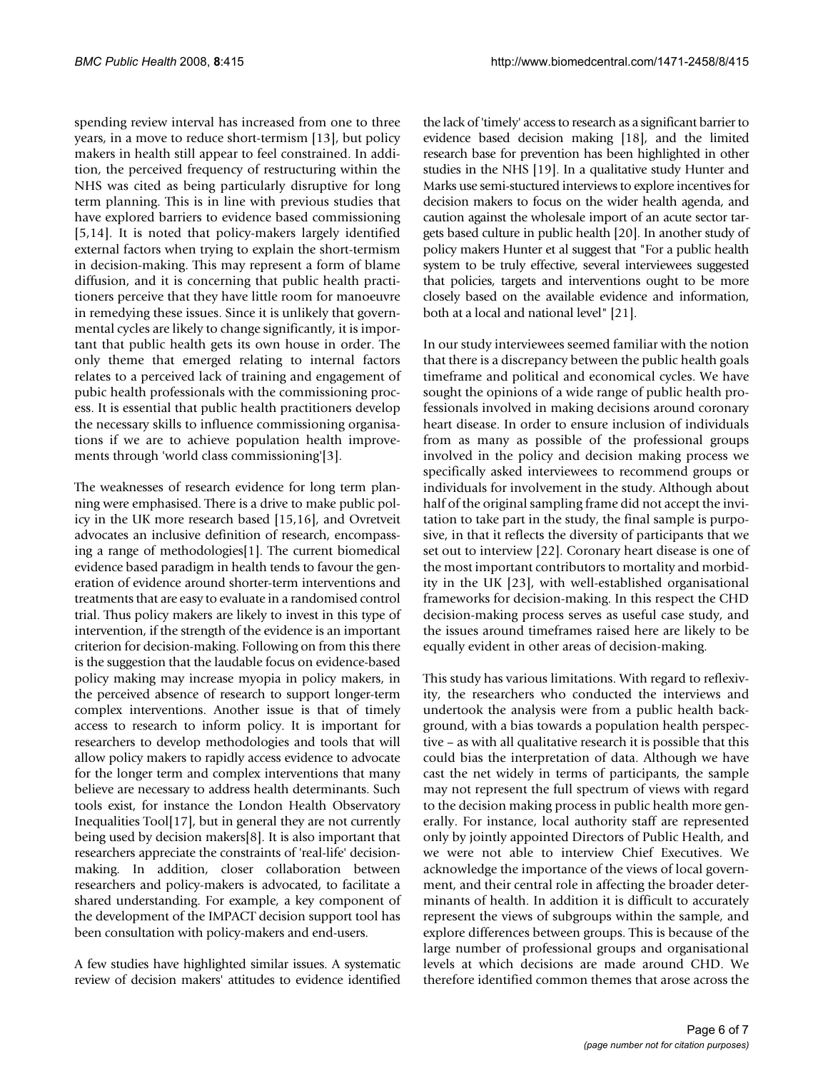spending review interval has increased from one to three years, in a move to reduce short-termism [13], but policy makers in health still appear to feel constrained. In addition, the perceived frequency of restructuring within the NHS was cited as being particularly disruptive for long term planning. This is in line with previous studies that have explored barriers to evidence based commissioning [5,14]. It is noted that policy-makers largely identified external factors when trying to explain the short-termism in decision-making. This may represent a form of blame diffusion, and it is concerning that public health practitioners perceive that they have little room for manoeuvre in remedying these issues. Since it is unlikely that governmental cycles are likely to change significantly, it is important that public health gets its own house in order. The only theme that emerged relating to internal factors relates to a perceived lack of training and engagement of pubic health professionals with the commissioning process. It is essential that public health practitioners develop the necessary skills to influence commissioning organisations if we are to achieve population health improvements through 'world class commissioning'[3].

The weaknesses of research evidence for long term planning were emphasised. There is a drive to make public policy in the UK more research based [15,16], and Ovretveit advocates an inclusive definition of research, encompassing a range of methodologies[1]. The current biomedical evidence based paradigm in health tends to favour the generation of evidence around shorter-term interventions and treatments that are easy to evaluate in a randomised control trial. Thus policy makers are likely to invest in this type of intervention, if the strength of the evidence is an important criterion for decision-making. Following on from this there is the suggestion that the laudable focus on evidence-based policy making may increase myopia in policy makers, in the perceived absence of research to support longer-term complex interventions. Another issue is that of timely access to research to inform policy. It is important for researchers to develop methodologies and tools that will allow policy makers to rapidly access evidence to advocate for the longer term and complex interventions that many believe are necessary to address health determinants. Such tools exist, for instance the London Health Observatory Inequalities Tool[17], but in general they are not currently being used by decision makers[8]. It is also important that researchers appreciate the constraints of 'real-life' decision-making. In addition, closer collaboration between researchers and policy-makers is advocated, to facilitate a shared understanding. For example, a key component of the development of the IMPACT decision support tool has been consultation with policy-makers and end-users.

A few studies have highlighted similar issues. A systematic review of decision makers' attitudes to evidence identified the lack of 'timely' access to research as a significant barrier to evidence based decision making [18], and the limited research base for prevention has been highlighted in other studies in the NHS [19]. In a qualitative study Hunter and Marks use semi-stuctured interviews to explore incentives for decision makers to focus on the wider health agenda, and caution against the wholesale import of an acute sector targets based culture in public health [20]. In another study of policy makers Hunter et al suggest that "For a public health system to be truly effective, several interviewees suggested that policies, targets and interventions ought to be more closely based on the available evidence and information, both at a local and national level" [21].

In our study interviewees seemed familiar with the notion that there is a discrepancy between the public health goals timeframe and political and economical cycles. We have sought the opinions of a wide range of public health professionals involved in making decisions around coronary heart disease. In order to ensure inclusion of individuals from as many as possible of the professional groups involved in the policy and decision making process we specifically asked interviewees to recommend groups or individuals for involvement in the study. Although about half of the original sampling frame did not accept the invitation to take part in the study, the final sample is purposive, in that it reflects the diversity of participants that we set out to interview [22]. Coronary heart disease is one of the most important contributors to mortality and morbidity in the UK [23], with well-established organisational frameworks for decision-making. In this respect the CHD decision-making process serves as useful case study, and the issues around timeframes raised here are likely to be equally evident in other areas of decision-making.

This study has various limitations. With regard to reflexivity, the researchers who conducted the interviews and undertook the analysis were from a public health background, with a bias towards a population health perspective – as with all qualitative research it is possible that this could bias the interpretation of data. Although we have cast the net widely in terms of participants, the sample may not represent the full spectrum of views with regard to the decision making process in public health more generally. For instance, local authority staff are represented only by jointly appointed Directors of Public Health, and we were not able to interview Chief Executives. We acknowledge the importance of the views of local government, and their central role in affecting the broader determinants of health. In addition it is difficult to accurately represent the views of subgroups within the sample, and explore differences between groups. This is because of the large number of professional groups and organisational levels at which decisions are made around CHD. We therefore identified common themes that arose across the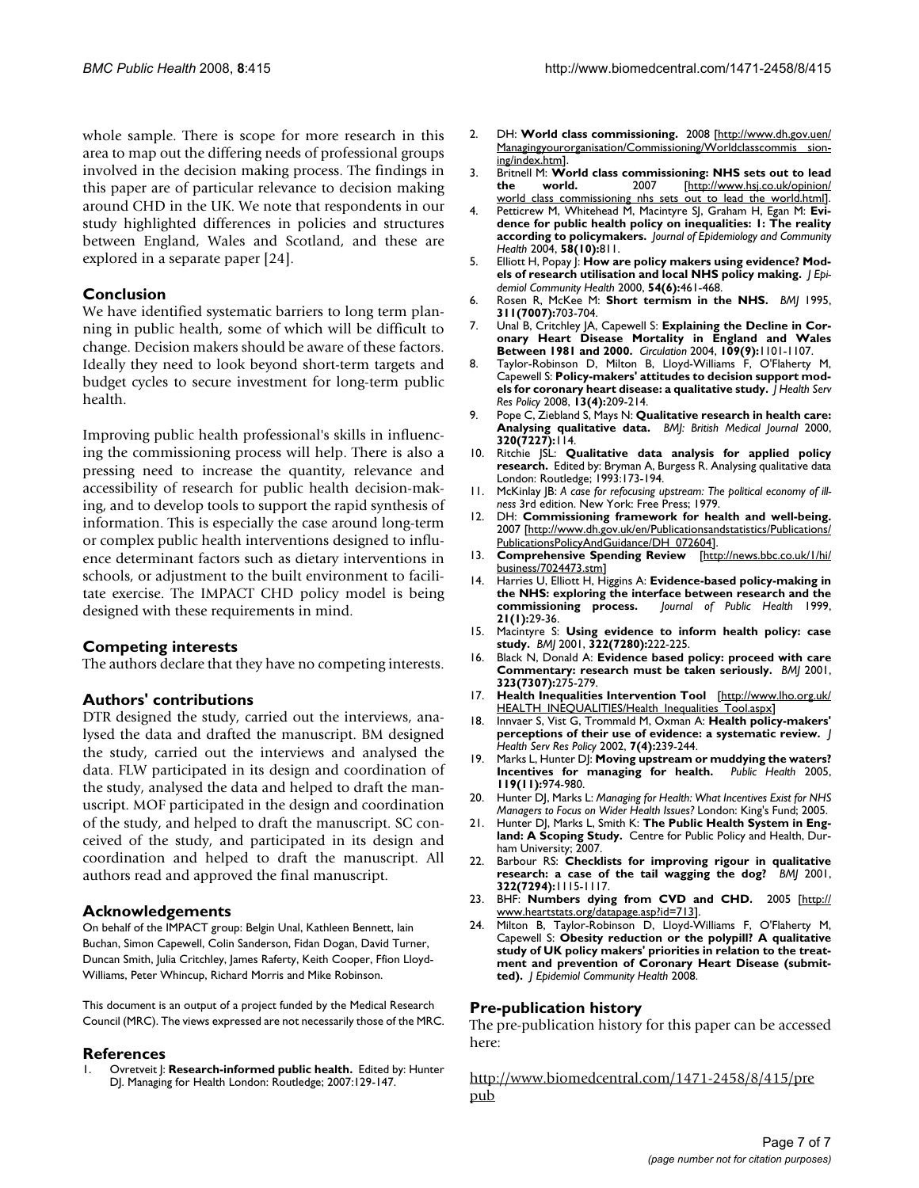whole sample. There is scope for more research in this area to map out the differing needs of professional groups involved in the decision making process. The findings in this paper are of particular relevance to decision making around CHD in the UK. We note that respondents in our study highlighted differences in policies and structures between England, Wales and Scotland, and these are explored in a separate paper [24].

## Conclusion

We have identified systematic barriers to long term planning in public health, some of which will be difficult to change. Decision makers should be aware of these factors. Ideally they need to look beyond short-term targets and budget cycles to secure investment for long-term public health.

Improving public health professional's skills in influencing the commissioning process will help. There is also a pressing need to increase the quantity, relevance and accessibility of research for public health decision-making, and to develop tools to support the rapid synthesis of information. This is especially the case around long-term or complex public health interventions designed to influence determinant factors such as dietary interventions in schools, or adjustment to the built environment to facilitate exercise. The IMPACT CHD policy model is being designed with these requirements in mind.

## Competing interests

The authors declare that they have no competing interests.

## Authors' contributions

DTR designed the study, carried out the interviews, analysed the data and drafted the manuscript. BM designed the study, carried out the interviews and analysed the data. FLW participated in its design and coordination of the study, analysed the data and helped to draft the manuscript. MOF participated in the design and coordination of the study, and helped to draft the manuscript. SC conceived of the study, and participated in its design and coordination and helped to draft the manuscript. All authors read and approved the final manuscript.

## Acknowledgements

On behalf of the IMPACT group: Belgin Unal, Kathleen Bennett, Iain Buchan, Simon Capewell, Colin Sanderson, Fidan Dogan, David Turner, Duncan Smith, Julia Critchley, James Raferty, Keith Cooper, Ffion Lloyd-Williams, Peter Whincup, Richard Morris and Mike Robinson.

This document is an output of a project funded by the Medical Research Council (MRC). The views expressed are not necessarily those of the MRC.

## References

1. Ovretveit J: **Research-informed public health.** Edited by: Hunter DJ. Managing for Health London: Routledge; 2007:129-147.
2. DH: **World class commissioning.** 2008 [http://www.dh.gov.uen/Managingyourorganisation/Commissioning/Worldclasscommis sioning/index.htm].
3. Britnell M: **World class commissioning: NHS sets out to lead the world.** 2007 [http://www.hsj.co.uk/opinion/world_class_commissioning_nhs_sets_out_to_lead_the_world.html].
4. Petticrew M, Whitehead M, Macintyre SJ, Graham H, Egan M: **Evidence for public health policy on inequalities: 1: The reality according to policymakers.** *Journal of Epidemiology and Community Health* 2004, **58(10):**811.
5. Elliott H, Popay J: **How are policy makers using evidence? Models of research utilisation and local NHS policy making.** *J Epidemiol Community Health* 2000, **54(6):**461-468.
6. Rosen R, McKee M: **Short termism in the NHS.** *BMJ* 1995, **311(7007):**703-704.
7. Unal B, Critchley JA, Capewell S: **Explaining the Decline in Coronary Heart Disease Mortality in England and Wales Between 1981 and 2000.** *Circulation* 2004, **109(9):**1101-1107.
8. Taylor-Robinson D, Milton B, Lloyd-Williams F, O'Flaherty M, Capewell S: **Policy-makers' attitudes to decision support models for coronary heart disease: a qualitative study.** *J Health Serv Res Policy* 2008, **13(4):**209-214.
9. Pope C, Ziebland S, Mays N: **Qualitative research in health care: Analysing qualitative data.** *BMJ: British Medical Journal* 2000, **320(7227):**114.
10. Ritchie JSL: **Qualitative data analysis for applied policy research.** Edited by: Bryman A, Burgess R. Analysing qualitative data London: Routledge; 1993:173-194.
11. McKinlay JB: *A case for refocusing upstream: The political economy of illness* 3rd edition. New York: Free Press; 1979.
12. DH: **Commissioning framework for health and well-being.** 2007 [http://www.dh.gov.uk/en/Publicationsandstatistics/Publications/PublicationsPolicyAndGuidance/DH_072604].
13. **Comprehensive Spending Review** [http://news.bbc.co.uk/1/hi/business/7024473.stm]
14. Harries U, Elliott H, Higgins A: **Evidence-based policy-making in the NHS: exploring the interface between research and the commissioning process.** *Journal of Public Health* 1999, **21(1):**29-36.
15. Macintyre S: **Using evidence to inform health policy: case study.** *BMJ* 2001, **322(7280):**222-225.
16. Black N, Donald A: **Evidence based policy: proceed with care Commentary: research must be taken seriously.** *BMJ* 2001, **323(7307):**275-279.
17. **Health Inequalities Intervention Tool** [http://www.lho.org.uk/HEALTH_INEQUALITIES/Health_Inequalities_Tool.aspx]
18. Innvaer S, Vist G, Trommald M, Oxman A: **Health policy-makers' perceptions of their use of evidence: a systematic review.** *J Health Serv Res Policy* 2002, **7(4):**239-244.
19. Marks L, Hunter DJ: **Moving upstream or muddying the waters? Incentives for managing for health.** *Public Health* 2005, **119(11):**974-980.
20. Hunter DJ, Marks L: *Managing for Health: What Incentives Exist for NHS Managers to Focus on Wider Health Issues?* London: King's Fund; 2005.
21. Hunter DJ, Marks L, Smith K: **The Public Health System in England: A Scoping Study.** Centre for Public Policy and Health, Durham University; 2007.
22. Barbour RS: **Checklists for improving rigour in qualitative research: a case of the tail wagging the dog?** *BMJ* 2001, **322(7294):**1115-1117.
23. BHF: **Numbers dying from CVD and CHD.** 2005 [http://www.heartstats.org/datapage.asp?id=713].
24. Milton B, Taylor-Robinson D, Lloyd-Williams F, O'Flaherty M, Capewell S: **Obesity reduction or the polypill? A qualitative study of UK policy makers' priorities in relation to the treatment and prevention of Coronary Heart Disease (submitted).** *J Epidemiol Community Health* 2008.

## Pre-publication history

The pre-publication history for this paper can be accessed here:

http://www.biomedcentral.com/1471-2458/8/415/prepub